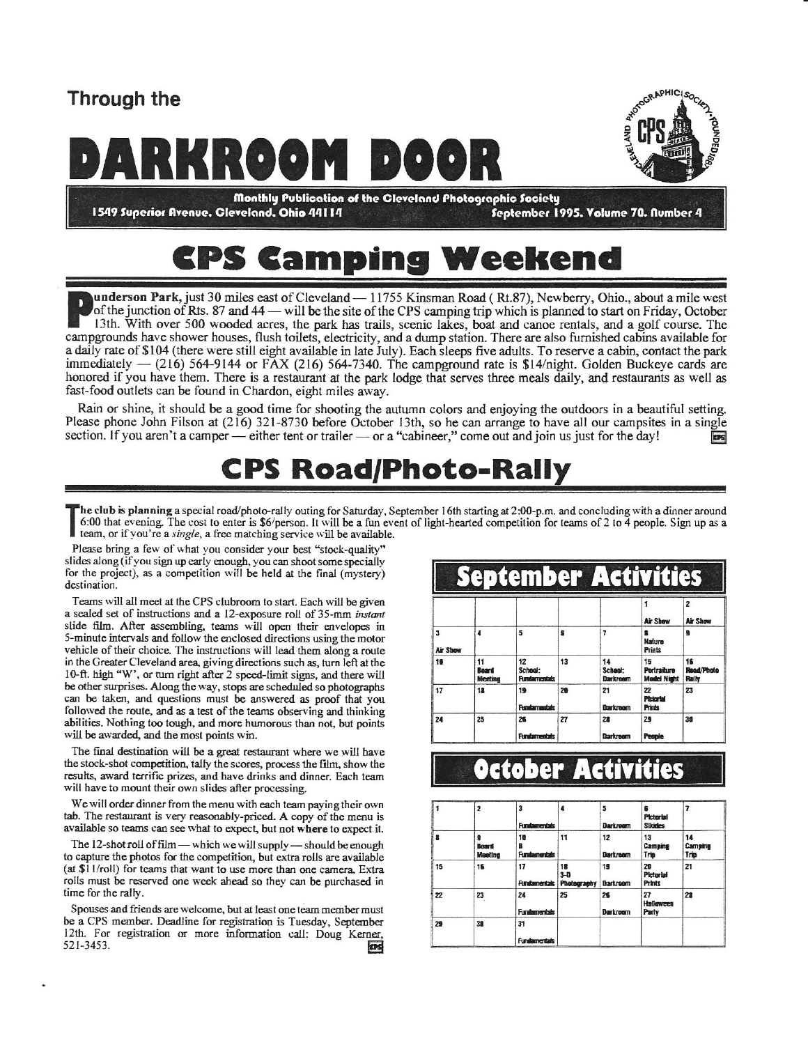# Through the DARKROOM DOOR

**Monthly Publication of the Cleveland Photographic Society**
1549 Superior Avenue, Cleveland, Ohio 44114 — September 1995, Volume 70, Number 4

# CPS Camping Weekend

**Punderson Park,** just 30 miles east of Cleveland — 11755 Kinsman Road ( Rt.87), Newberry, Ohio., about a mile west of the junction of Rts. 87 and 44 — will be the site of the CPS camping trip which is planned to start on Friday, October 13th. With over 500 wooded acres, the park has trails, scenic lakes, boat and canoe rentals, and a golf course. The campgrounds have shower houses, flush toilets, electricity, and a dump station. There are also furnished cabins available for a daily rate of $104 (there were still eight available in late July). Each sleeps five adults. To reserve a cabin, contact the park immediately — (216) 564-9144 or FAX (216) 564-7340. The campground rate is $14/night. Golden Buckeye cards are honored if you have them. There is a restaurant at the park lodge that serves three meals daily, and restaurants as well as fast-food outlets can be found in Chardon, eight miles away.

Rain or shine, it should be a good time for shooting the autumn colors and enjoying the outdoors in a beautiful setting. Please phone John Filson at (216) 321-8730 before October 13th, so he can arrange to have all our campsites in a single section. If you aren't a camper — either tent or trailer — or a "cabineer," come out and join us just for the day!

# CPS Road/Photo-Rally

**The club is planning** a special road/photo-rally outing for Saturday, September 16th starting at 2:00-p.m. and concluding with a dinner around 6:00 that evening. The cost to enter is $6/person. It will be a fun event of light-hearted competition for teams of 2 to 4 people. Sign up as a team, or if you're a *single*, a free matching service will be available.

Please bring a few of what you consider your best "stock-quality" slides along (if you sign up early enough, you can shoot some specially for the project), as a competition will be held at the final (mystery) destination.

Teams will all meet at the CPS clubroom to start. Each will be given a sealed set of instructions and a 12-exposure roll of 35-mm *instant* slide film. After assembling, teams will open their envelopes in 5-minute intervals and follow the enclosed directions using the motor vehicle of their choice. The instructions will lead them along a route in the Greater Cleveland area, giving directions such as, turn left at the 10-ft. high "W", or turn right after 2 speed-limit signs, and there will be other surprises. Along the way, stops are scheduled so photographs can be taken, and questions must be answered as proof that you followed the route, and as a test of the teams observing and thinking abilities. Nothing too tough, and more humorous than not, but points will be awarded, and the most points win.

The final destination will be a great restaurant where we will have the stock-shot competition, tally the scores, process the film, show the results, award terrific prizes, and have drinks and dinner. Each team will have to mount their own slides after processing.

We will order dinner from the menu with each team paying their own tab. The restaurant is very reasonably-priced. A copy of the menu is available so teams can see what to expect, but not where to expect it.

The 12-shot roll of film — which we will supply — should be enough to capture the photos for the competition, but extra rolls are available (at $11/roll) for teams that want to use more than one camera. Extra rolls must be reserved one week ahead so they can be purchased in time for the rally.

Spouses and friends are welcome, but at least one team member must be a CPS member. Deadline for registration is Tuesday, September 12th. For registration or more information call: Doug Kerner, 521-3453.

## September Activities

| | | | | | | |
|---|---|---|---|---|---|---|
| | | | | | 1 Air Show | 2 Air Show |
| 3 Air Show | 4 | 5 | 6 | 7 | 8 Nature Prints | 9 |
| 10 | 11 Board Meeting | 12 School: Fundamentals | 13 | 14 School: Darkroom | 15 Portraiture Model Night | 16 Road/Photo Rally |
| 17 | 18 | 19 Fundamentals | 20 | 21 Darkroom | 22 Pictorial Prints | 23 |
| 24 | 25 | 26 Fundamentals | 27 | 28 Darkroom | 29 People | 30 |

## October Activities

| | | | | | | |
|---|---|---|---|---|---|---|
| 1 | 2 | 3 Fundamentals | 4 | 5 Darkroom | 6 Pictorial Slides | 7 |
| 8 | 9 Board Meeting | 10 B Fundamentals | 11 | 12 Darkroom | 13 Camping Trip | 14 Camping Trip |
| 15 | 16 | 17 Fundamentals | 18 3-D Photography | 19 Darkroom | 20 Pictorial Prints | 21 |
| 22 | 23 | 24 Fundamentals | 25 | 26 Darkroom | 27 Halloween Party | 28 |
| 29 | 30 | 31 Fundamentals | | | | |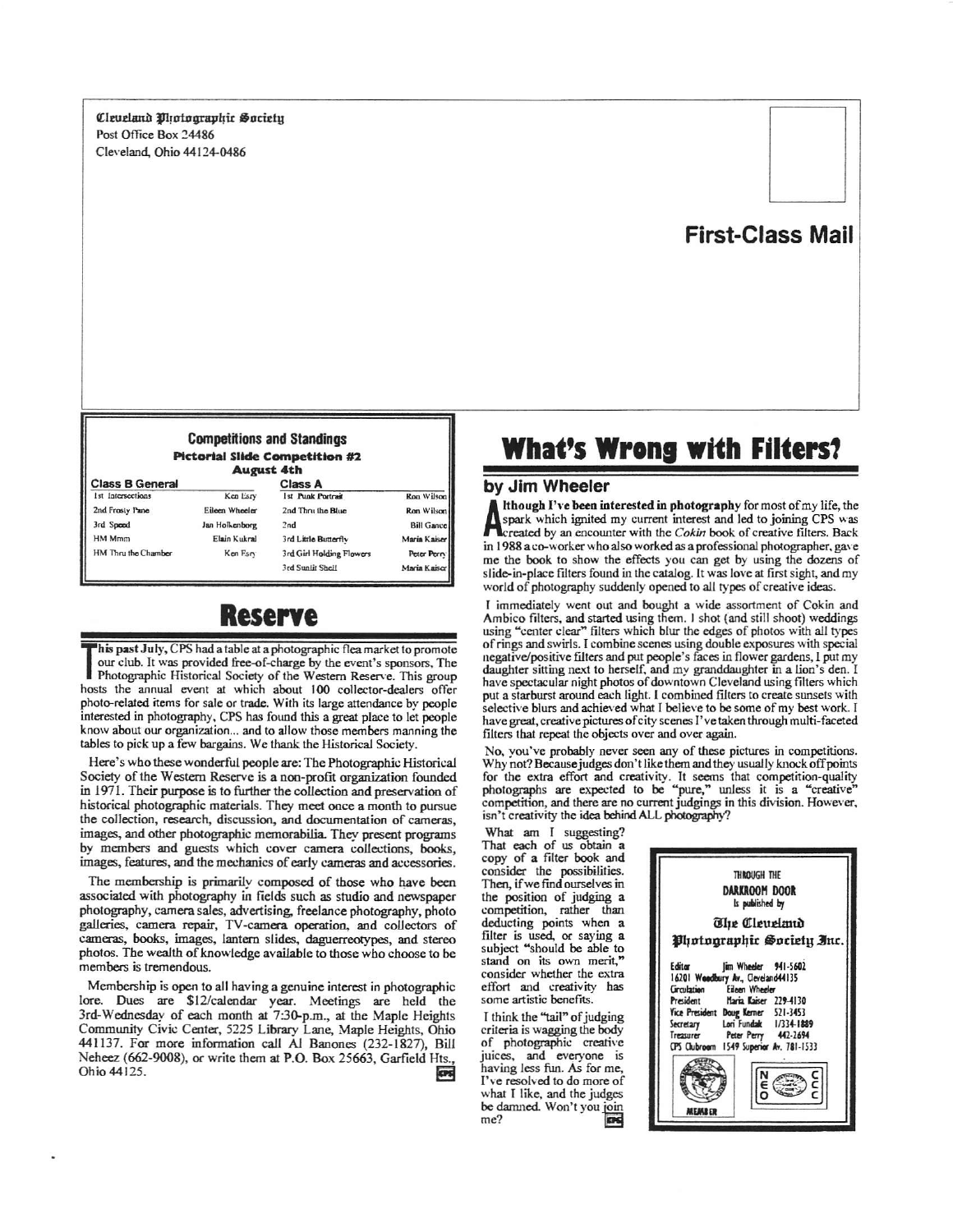Cleveland Photographic Society
Post Office Box 24486
Cleveland, Ohio 44124-0486

First-Class Mail

## Competitions and Standings

### Pictorial Slide Competition #2

August 4th

| Class B General | | Class A | |
|---|---|---|---|
| 1st Intersections | Ken Esry | 1st Punk Portrait | Ron Wilson |
| 2nd Frosty Pane | Eileen Wheeler | 2nd Thru the Blue | Ron Wilson |
| 3rd Speed | Jan Holkenborg | 2nd | Bill Gance |
| HM Mmm | Elain Kukral | 3rd Little Butterfly | Maria Kaiser |
| HM Thru the Chamber | Ken Esry | 3rd Girl Holding Flowers | Peter Perry |
| | | 3rd Sunlit Shell | Maria Kaiser |

# Reserve

**This past July,** CPS had a table at a photographic flea market to promote our club. It was provided free-of-charge by the event's sponsors, The Photographic Historical Society of the Western Reserve. This group hosts the annual event at which about 100 collector-dealers offer photo-related items for sale or trade. With its large attendance by people interested in photography, CPS has found this a great place to let people know about our organization... and to allow those members manning the tables to pick up a few bargains. We thank the Historical Society.

Here's who these wonderful people are: The Photographic Historical Society of the Western Reserve is a non-profit organization founded in 1971. Their purpose is to further the collection and preservation of historical photographic materials. They meet once a month to pursue the collection, research, discussion, and documentation of cameras, images, and other photographic memorabilia. They present programs by members and guests which cover camera collections, books, images, features, and the mechanics of early cameras and accessories.

The membership is primarily composed of those who have been associated with photography in fields such as studio and newspaper photography, camera sales, advertising, freelance photography, photo galleries, camera repair, TV-camera operation, and collectors of cameras, books, images, lantern slides, daguerreotypes, and stereo photos. The wealth of knowledge available to those who choose to be members is tremendous.

Membership is open to all having a genuine interest in photographic lore. Dues are $12/calendar year. Meetings are held the 3rd-Wednesday of each month at 7:30-p.m., at the Maple Heights Community Civic Center, 5225 Library Lane, Maple Heights, Ohio 441137. For more information call Al Banones (232-1827), Bill Neheez (662-9008), or write them at P.O. Box 25663, Garfield Hts., Ohio 44125.

# What's Wrong with Filters?

## by Jim Wheeler

**Although I've been interested in photography** for most of my life, the spark which ignited my current interest and led to joining CPS was created by an encounter with the *Cokin* book of creative filters. Back in 1988 a co-worker who also worked as a professional photographer, gave me the book to show the effects you can get by using the dozens of slide-in-place filters found in the catalog. It was love at first sight, and my world of photography suddenly opened to all types of creative ideas.

I immediately went out and bought a wide assortment of Cokin and Ambico filters, and started using them. I shot (and still shoot) weddings using "center clear" filters which blur the edges of photos with all types of rings and swirls. I combine scenes using double exposures with special negative/positive filters and put people's faces in flower gardens, I put my daughter sitting next to herself, and my granddaughter in a lion's den. I have spectacular night photos of downtown Cleveland using filters which put a starburst around each light. I combined filters to create sunsets with selective blurs and achieved what I believe to be some of my best work. I have great, creative pictures of city scenes I've taken through multi-faceted filters that repeat the objects over and over again.

No, you've probably never seen any of these pictures in competitions. Why not? Because judges don't like them and they usually knock off points for the extra effort and creativity. It seems that competition-quality photographs are expected to be "pure," unless it is a "creative" competition, and there are no current judgings in this division. However, isn't creativity the idea behind ALL photography?

What am I suggesting? That each of us obtain a copy of a filter book and consider the possibilities. Then, if we find ourselves in the position of judging a competition, rather than deducting points when a filter is used, or saying a subject "should be able to stand on its own merit," consider whether the extra effort and creativity has some artistic benefits.

I think the "tail" of judging criteria is wagging the body of photographic creative juices, and everyone is having less fun. As for me, I've resolved to do more of what I like, and the judges be damned. Won't you join me?

THROUGH THE DARKROOM DOOR is published by The Cleveland Photographic Society Inc.

| | | |
|---|---|---|
| Editor | Jim Wheeler | 941-5602 |
| | 16201 Woodbury Av., Cleveland44135 | |
| Circulation | Eileen Wheeler | |
| President | Maria Kaiser | 229-4130 |
| Vice President | Doug Kerner | 521-3453 |
| Secretary | Lori Fundak | 1/334-1889 |
| Treasurer | Peter Perry | 442-2694 |
| CPS Clubroom | 1549 Superior Av. | 781-1533 |

MEMBER